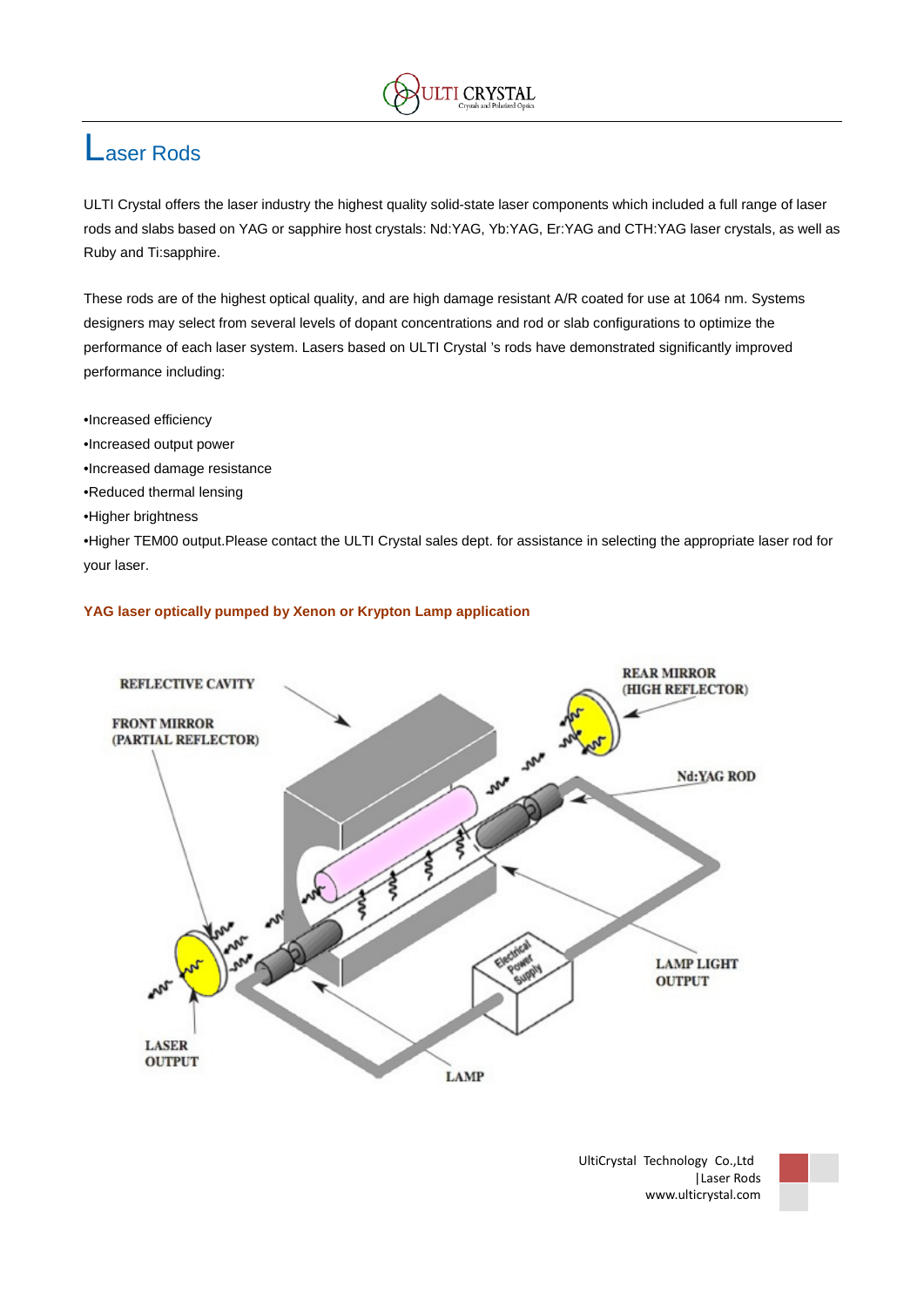# Laser Rods

ULTI Crystal offers the laser industry the highest quality solid-state laser components which included a full range of laser rods and slabs based on YAG or sapphire host crystals: Nd:YAG, Yb:YAG, Er:YAG and CTH:YAG laser crystals, as well as Ruby and Ti:sapphire.

These rods are of the highest optical quality, and are high damage resistant A/R coated for use at 1064 nm. Systems designers may select from several levels of dopant concentrations and rod or slab configurations to optimize the performance of each laser system. Lasers based on ULTI Crystal 's rods have demonstrated significantly improved performance including:

•Increased efficiency
•Increased output power
•Increased damage resistance
•Reduced thermal lensing
•Higher brightness
•Higher TEM00 output.Please contact the ULTI Crystal sales dept. for assistance in selecting the appropriate laser rod for your laser.

**YAG laser optically pumped by Xenon or Krypton Lamp application**

REFLECTIVE CAVITY

FRONT MIRROR (PARTIAL REFLECTOR)

REAR MIRROR (HIGH REFLECTOR)

Nd:YAG ROD

Electrical Power Supply

LAMP LIGHT OUTPUT

LASER OUTPUT

LAMP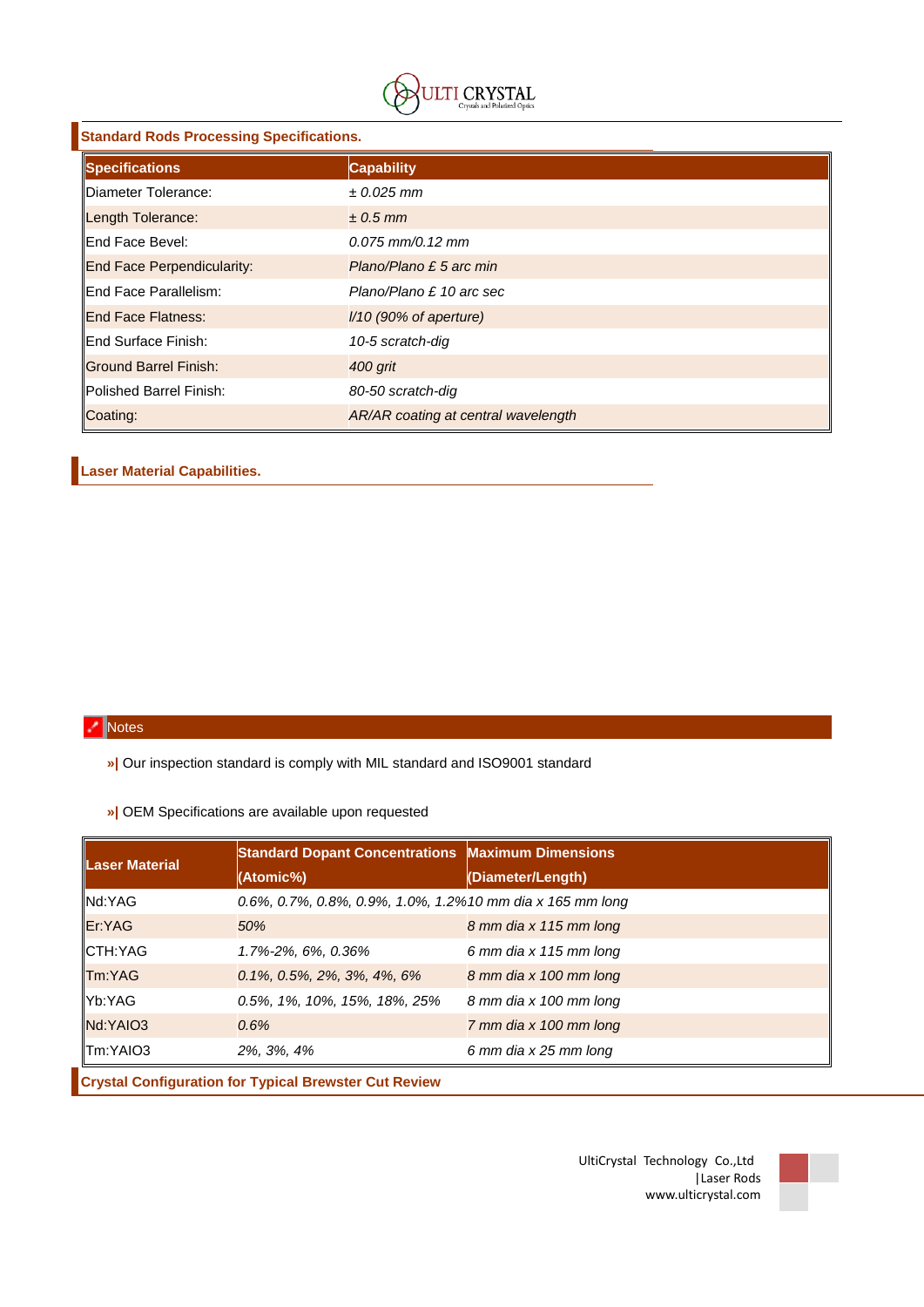## Standard Rods Processing Specifications.

| Specifications | Capability |
|---|---|
| Diameter Tolerance: | *± 0.025 mm* |
| Length Tolerance: | *± 0.5 mm* |
| End Face Bevel: | *0.075 mm/0.12 mm* |
| End Face Perpendicularity: | *Plano/Plano £ 5 arc min* |
| End Face Parallelism: | *Plano/Plano £ 10 arc sec* |
| End Face Flatness: | *l/10 (90% of aperture)* |
| End Surface Finish: | *10-5 scratch-dig* |
| Ground Barrel Finish: | *400 grit* |
| Polished Barrel Finish: | *80-50 scratch-dig* |
| Coating: | *AR/AR coating at central wavelength* |

## Laser Material Capabilities.

| Laser Material | Standard Dopant Concentrations (Atomic%) | Maximum Dimensions (Diameter/Length) |
|---|---|---|
| Nd:YAG | *0.6%, 0.7%, 0.8%, 0.9%, 1.0%, 1.2%* | *10 mm dia x 165 mm long* |
| Er:YAG | *50%* | *8 mm dia x 115 mm long* |
| CTH:YAG | *1.7%-2%, 6%, 0.36%* | *6 mm dia x 115 mm long* |
| Tm:YAG | *0.1%, 0.5%, 2%, 3%, 4%, 6%* | *8 mm dia x 100 mm long* |
| Yb:YAG | *0.5%, 1%, 10%, 15%, 18%, 25%* | *8 mm dia x 100 mm long* |
| Nd:YAIO3 | *0.6%* | *7 mm dia x 100 mm long* |
| Tm:YAIO3 | *2%, 3%, 4%* | *6 mm dia x 25 mm long* |

### Notes

»| Our inspection standard is comply with MIL standard and ISO9001 standard

»| OEM Specifications are available upon requested

## Crystal Configuration for Typical Brewster Cut Review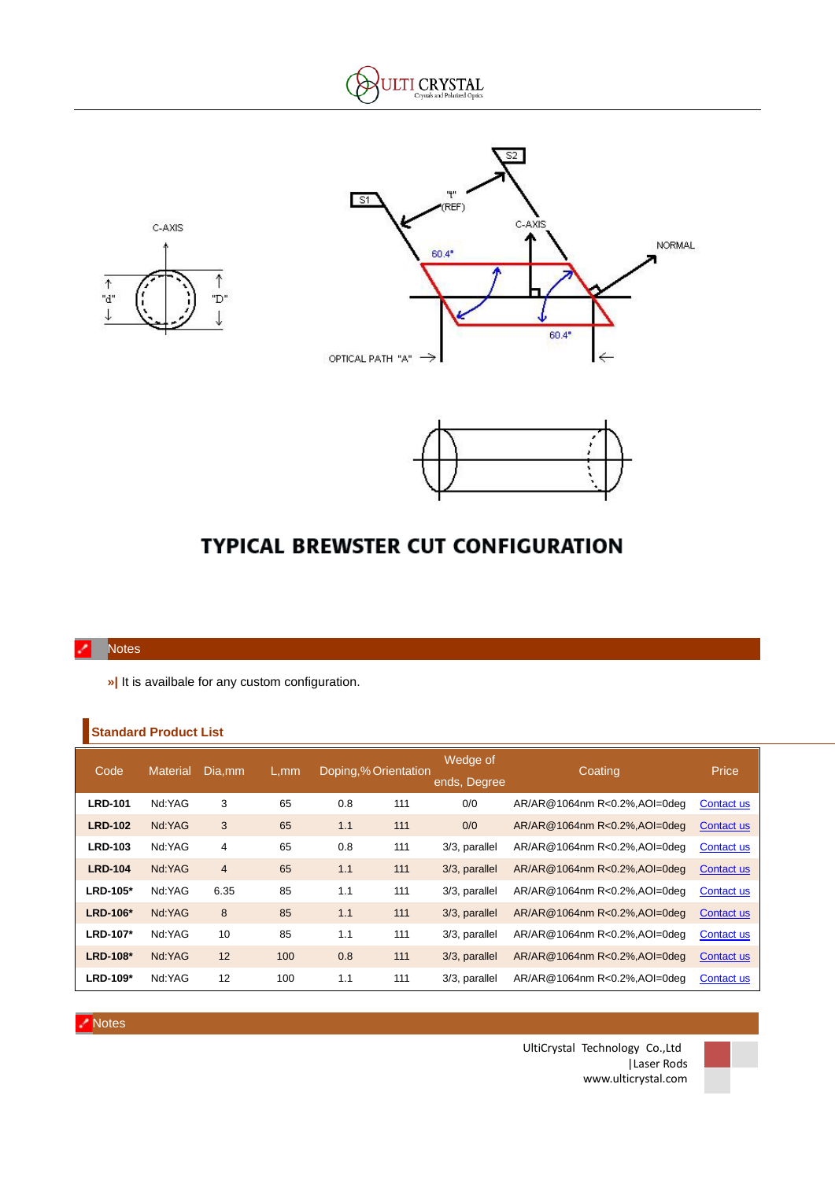## TYPICAL BREWSTER CUT CONFIGURATION

### Notes

»| It is availbale for any custom configuration.

### Standard Product List

| Code | Material | Dia,mm | L,mm | Doping,% | Orientation | Wedge of ends, Degree | Coating | Price |
|---|---|---|---|---|---|---|---|---|
| **LRD-101** | Nd:YAG | 3 | 65 | 0.8 | 111 | 0/0 | AR/AR@1064nm R<0.2%,AOI=0deg | Contact us |
| **LRD-102** | Nd:YAG | 3 | 65 | 1.1 | 111 | 0/0 | AR/AR@1064nm R<0.2%,AOI=0deg | Contact us |
| **LRD-103** | Nd:YAG | 4 | 65 | 0.8 | 111 | 3/3, parallel | AR/AR@1064nm R<0.2%,AOI=0deg | Contact us |
| **LRD-104** | Nd:YAG | 4 | 65 | 1.1 | 111 | 3/3, parallel | AR/AR@1064nm R<0.2%,AOI=0deg | Contact us |
| **LRD-105*** | Nd:YAG | 6.35 | 85 | 1.1 | 111 | 3/3, parallel | AR/AR@1064nm R<0.2%,AOI=0deg | Contact us |
| **LRD-106*** | Nd:YAG | 8 | 85 | 1.1 | 111 | 3/3, parallel | AR/AR@1064nm R<0.2%,AOI=0deg | Contact us |
| **LRD-107*** | Nd:YAG | 10 | 85 | 1.1 | 111 | 3/3, parallel | AR/AR@1064nm R<0.2%,AOI=0deg | Contact us |
| **LRD-108*** | Nd:YAG | 12 | 100 | 0.8 | 111 | 3/3, parallel | AR/AR@1064nm R<0.2%,AOI=0deg | Contact us |
| **LRD-109*** | Nd:YAG | 12 | 100 | 1.1 | 111 | 3/3, parallel | AR/AR@1064nm R<0.2%,AOI=0deg | Contact us |

### Notes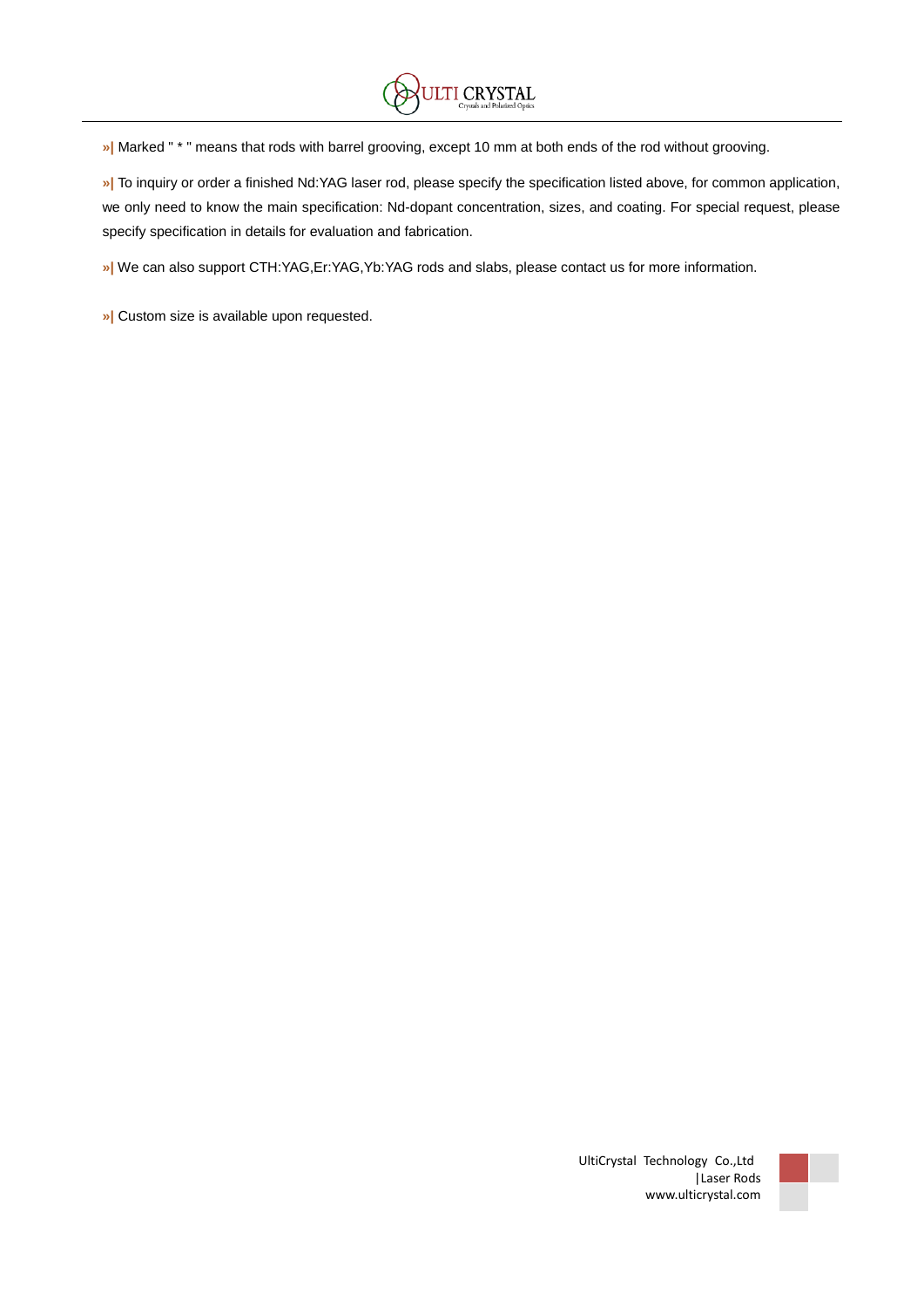»| Marked " * " means that rods with barrel grooving, except 10 mm at both ends of the rod without grooving.

»| To inquiry or order a finished Nd:YAG laser rod, please specify the specification listed above, for common application, we only need to know the main specification: Nd-dopant concentration, sizes, and coating. For special request, please specify specification in details for evaluation and fabrication.

»| We can also support CTH:YAG,Er:YAG,Yb:YAG rods and slabs, please contact us for more information.

»| Custom size is available upon requested.